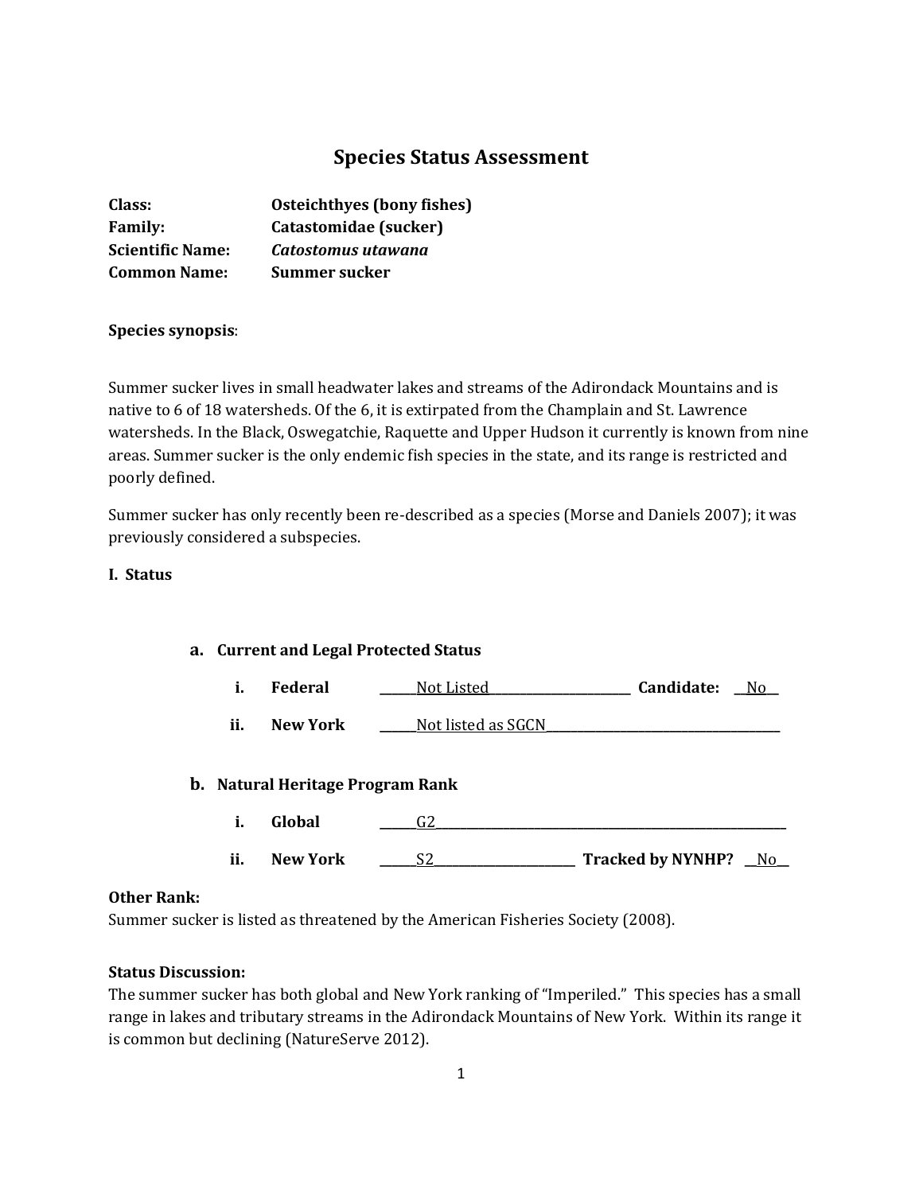# Species Status Assessment

**Class:** Osteichthyes (bony fishes)
**Family:** Catastomidae (sucker)
**Scientific Name:** *Catostomus utawana*
**Common Name:** Summer sucker

**Species synopsis**:

Summer sucker lives in small headwater lakes and streams of the Adirondack Mountains and is native to 6 of 18 watersheds. Of the 6, it is extirpated from the Champlain and St. Lawrence watersheds. In the Black, Oswegatchie, Raquette and Upper Hudson it currently is known from nine areas. Summer sucker is the only endemic fish species in the state, and its range is restricted and poorly defined.

Summer sucker has only recently been re-described as a species (Morse and Daniels 2007); it was previously considered a subspecies.

## I. Status

### a. Current and Legal Protected Status

i. **Federal** \_\_\_\_\_\_Not Listed\_\_\_\_\_\_\_\_\_\_\_\_\_\_\_\_\_\_\_\_\_\_\_\_ **Candidate:** \_\_No\_\_

ii. **New York** \_\_\_\_\_\_Not listed as SGCN\_\_\_\_\_\_\_\_\_\_\_\_\_\_\_\_\_\_\_\_\_\_\_\_\_\_\_\_\_\_\_\_\_\_\_\_\_\_

### b. Natural Heritage Program Rank

i. **Global** \_\_\_\_\_\_G2\_\_\_\_\_\_\_\_\_\_\_\_\_\_\_\_\_\_\_\_\_\_\_\_\_\_\_\_\_\_\_\_\_\_\_\_\_\_\_\_\_\_\_\_\_\_\_\_\_\_\_\_\_\_\_\_\_

ii. **New York** \_\_\_\_\_\_S2\_\_\_\_\_\_\_\_\_\_\_\_\_\_\_\_\_\_\_\_\_\_\_ **Tracked by NYNHP?** \_\_No\_\_

**Other Rank:**
Summer sucker is listed as threatened by the American Fisheries Society (2008).

**Status Discussion:**
The summer sucker has both global and New York ranking of "Imperiled." This species has a small range in lakes and tributary streams in the Adirondack Mountains of New York. Within its range it is common but declining (NatureServe 2012).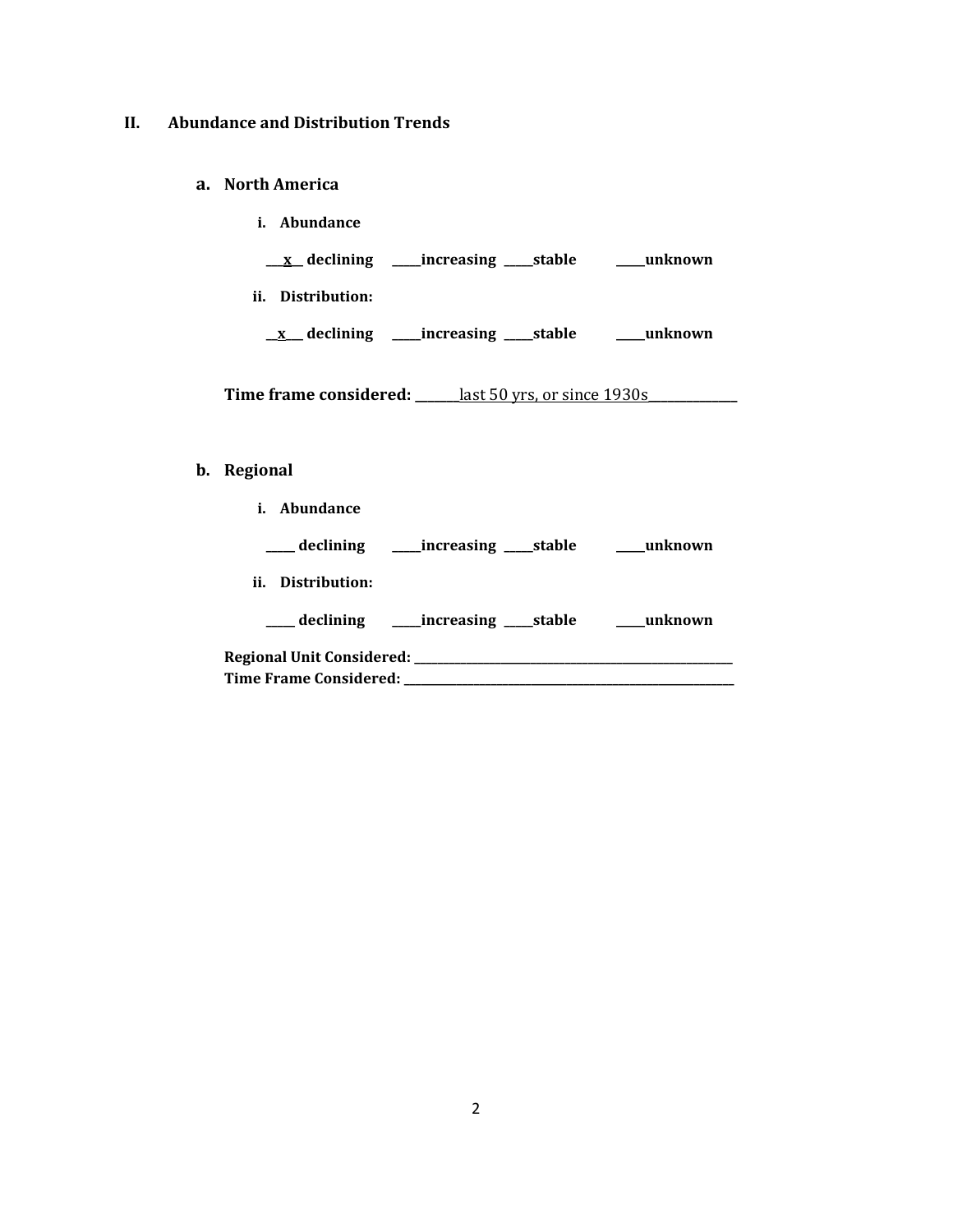## II. Abundance and Distribution Trends

### a. North America

**i. Abundance**

**\_\_x\_\_ declining \_\_\_\_\_increasing \_\_\_\_\_stable \_\_\_\_\_unknown**

**ii. Distribution:**

**\_\_x\_\_ declining \_\_\_\_\_increasing \_\_\_\_\_stable \_\_\_\_\_unknown**

**Time frame considered:** \_\_\_\_\_\_\_last 50 yrs, or since 1930s\_\_\_\_\_\_\_\_\_\_\_\_\_\_

### b. Regional

**i. Abundance**

**\_\_\_\_\_ declining \_\_\_\_\_increasing \_\_\_\_\_stable \_\_\_\_\_unknown**

**ii. Distribution:**

**\_\_\_\_\_ declining \_\_\_\_\_increasing \_\_\_\_\_stable \_\_\_\_\_unknown**

**Regional Unit Considered:** \_\_\_\_\_\_\_\_\_\_\_\_\_\_\_\_\_\_\_\_\_\_\_\_\_\_\_\_\_\_\_\_\_\_\_\_\_\_\_\_\_\_\_\_\_\_\_\_\_\_\_\_\_\_\_\_
**Time Frame Considered:** \_\_\_\_\_\_\_\_\_\_\_\_\_\_\_\_\_\_\_\_\_\_\_\_\_\_\_\_\_\_\_\_\_\_\_\_\_\_\_\_\_\_\_\_\_\_\_\_\_\_\_\_\_\_\_\_\_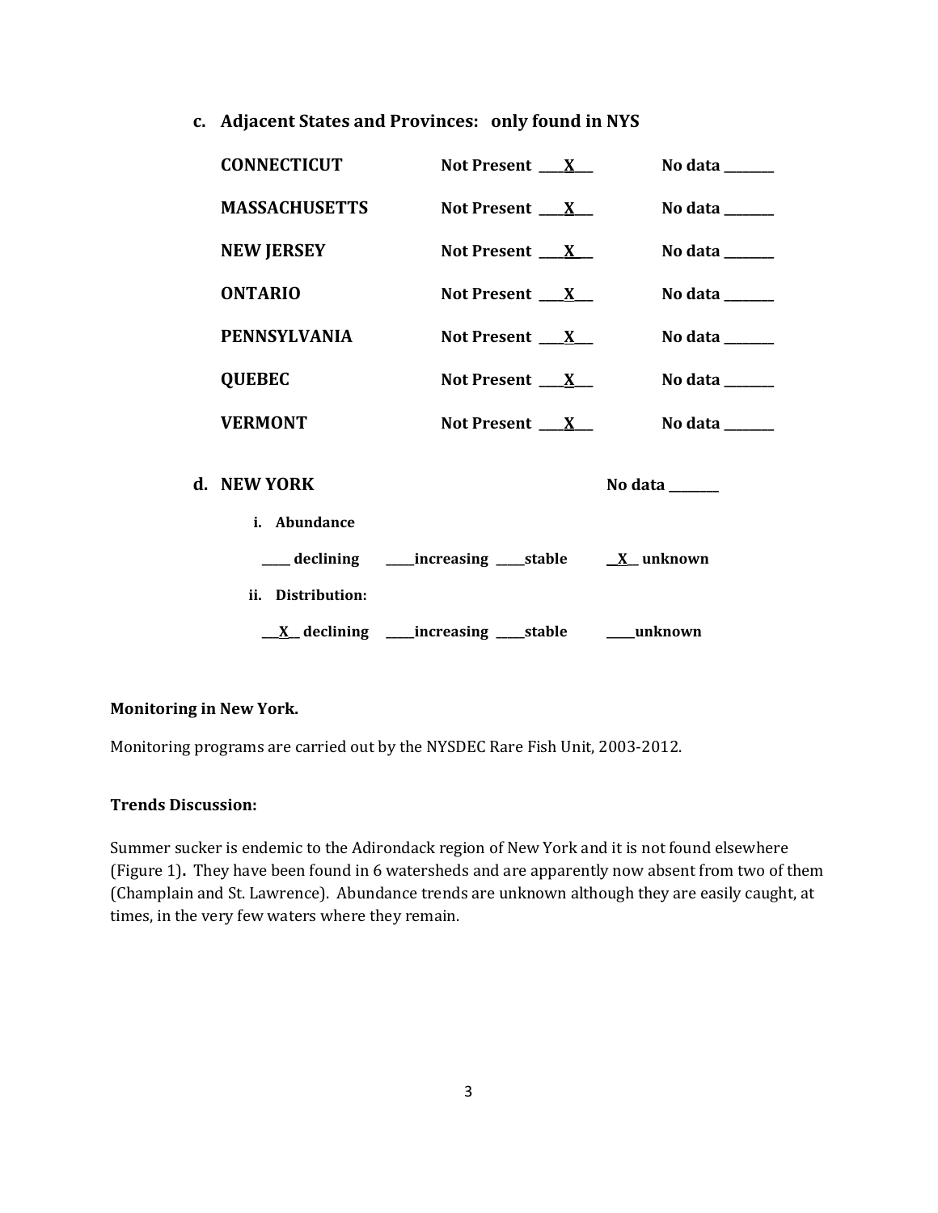**c. Adjacent States and Provinces: only found in NYS**

| | | |
|---|---|---|
| **CONNECTICUT** | **Not Present ____X___** | **No data ________** |
| **MASSACHUSETTS** | **Not Present ____X___** | **No data ________** |
| **NEW JERSEY** | **Not Present ____X___** | **No data ________** |
| **ONTARIO** | **Not Present ____X___** | **No data ________** |
| **PENNSYLVANIA** | **Not Present ____X___** | **No data ________** |
| **QUEBEC** | **Not Present ____X___** | **No data ________** |
| **VERMONT** | **Not Present ____X___** | **No data ________** |

**d. NEW YORK** **No data ________**

**i. Abundance**

_____ declining _____increasing _____stable __X__ unknown

**ii. Distribution:**

___X__ declining _____increasing _____stable _____unknown

**Monitoring in New York.**

Monitoring programs are carried out by the NYSDEC Rare Fish Unit, 2003-2012.

**Trends Discussion:**

Summer sucker is endemic to the Adirondack region of New York and it is not found elsewhere (Figure 1). They have been found in 6 watersheds and are apparently now absent from two of them (Champlain and St. Lawrence). Abundance trends are unknown although they are easily caught, at times, in the very few waters where they remain.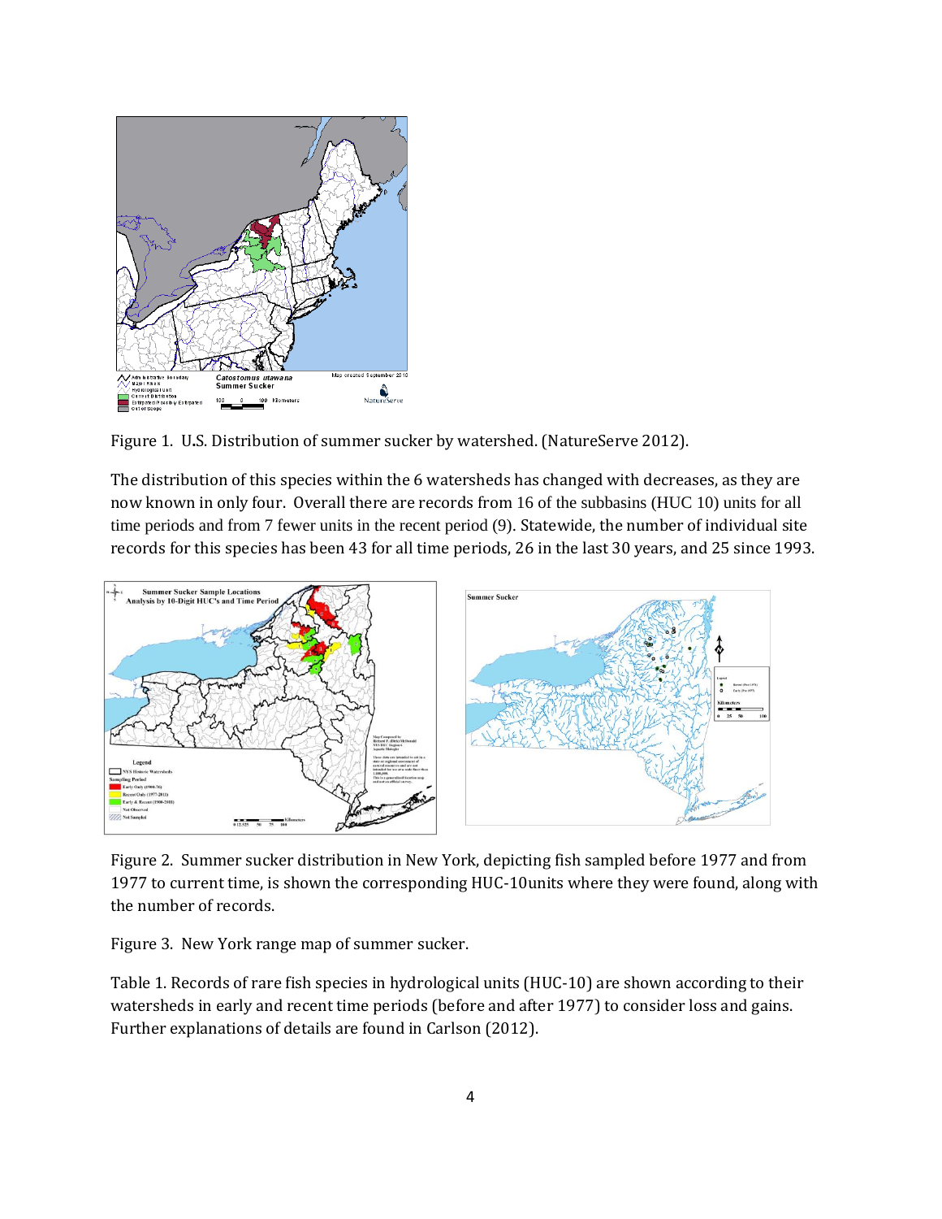Figure 1. U.S. Distribution of summer sucker by watershed. (NatureServe 2012).

The distribution of this species within the 6 watersheds has changed with decreases, as they are now known in only four. Overall there are records from 16 of the subbasins (HUC 10) units for all time periods and from 7 fewer units in the recent period (9). Statewide, the number of individual site records for this species has been 43 for all time periods, 26 in the last 30 years, and 25 since 1993.

Figure 2. Summer sucker distribution in New York, depicting fish sampled before 1977 and from 1977 to current time, is shown the corresponding HUC-10units where they were found, along with the number of records.

Figure 3. New York range map of summer sucker.

Table 1. Records of rare fish species in hydrological units (HUC-10) are shown according to their watersheds in early and recent time periods (before and after 1977) to consider loss and gains. Further explanations of details are found in Carlson (2012).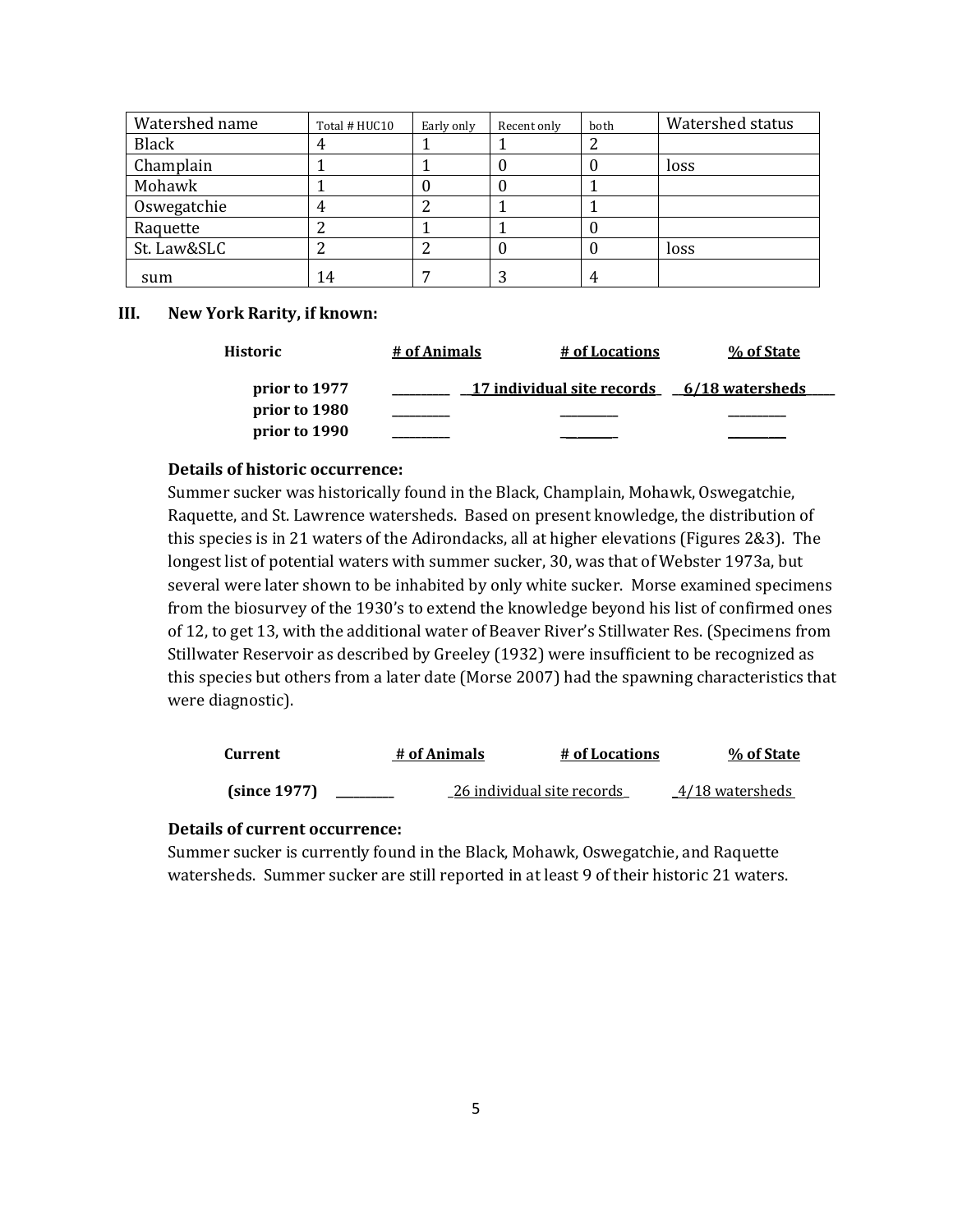| Watershed name | Total # HUC10 | Early only | Recent only | both | Watershed status |
|---|---|---|---|---|---|
| Black | 4 | 1 | 1 | 2 | |
| Champlain | 1 | 1 | 0 | 0 | loss |
| Mohawk | 1 | 0 | 0 | 1 | |
| Oswegatchie | 4 | 2 | 1 | 1 | |
| Raquette | 2 | 1 | 1 | 0 | |
| St. Law&SLC | 2 | 2 | 0 | 0 | loss |
| sum | 14 | 7 | 3 | 4 | |

## III. New York Rarity, if known:

| Historic | # of Animals | # of Locations | % of State |
|---|---|---|---|
| prior to 1977 | ________ | 17 individual site records | 6/18 watersheds |
| prior to 1980 | ________ | ________ | ________ |
| prior to 1990 | ________ | ________ | ________ |

**Details of historic occurrence:**

Summer sucker was historically found in the Black, Champlain, Mohawk, Oswegatchie, Raquette, and St. Lawrence watersheds. Based on present knowledge, the distribution of this species is in 21 waters of the Adirondacks, all at higher elevations (Figures 2&3). The longest list of potential waters with summer sucker, 30, was that of Webster 1973a, but several were later shown to be inhabited by only white sucker. Morse examined specimens from the biosurvey of the 1930's to extend the knowledge beyond his list of confirmed ones of 12, to get 13, with the additional water of Beaver River's Stillwater Res. (Specimens from Stillwater Reservoir as described by Greeley (1932) were insufficient to be recognized as this species but others from a later date (Morse 2007) had the spawning characteristics that were diagnostic).

| Current | # of Animals | # of Locations | % of State |
|---|---|---|---|
| (since 1977) | ________ | 26 individual site records | 4/18 watersheds |

**Details of current occurrence:**

Summer sucker is currently found in the Black, Mohawk, Oswegatchie, and Raquette watersheds. Summer sucker are still reported in at least 9 of their historic 21 waters.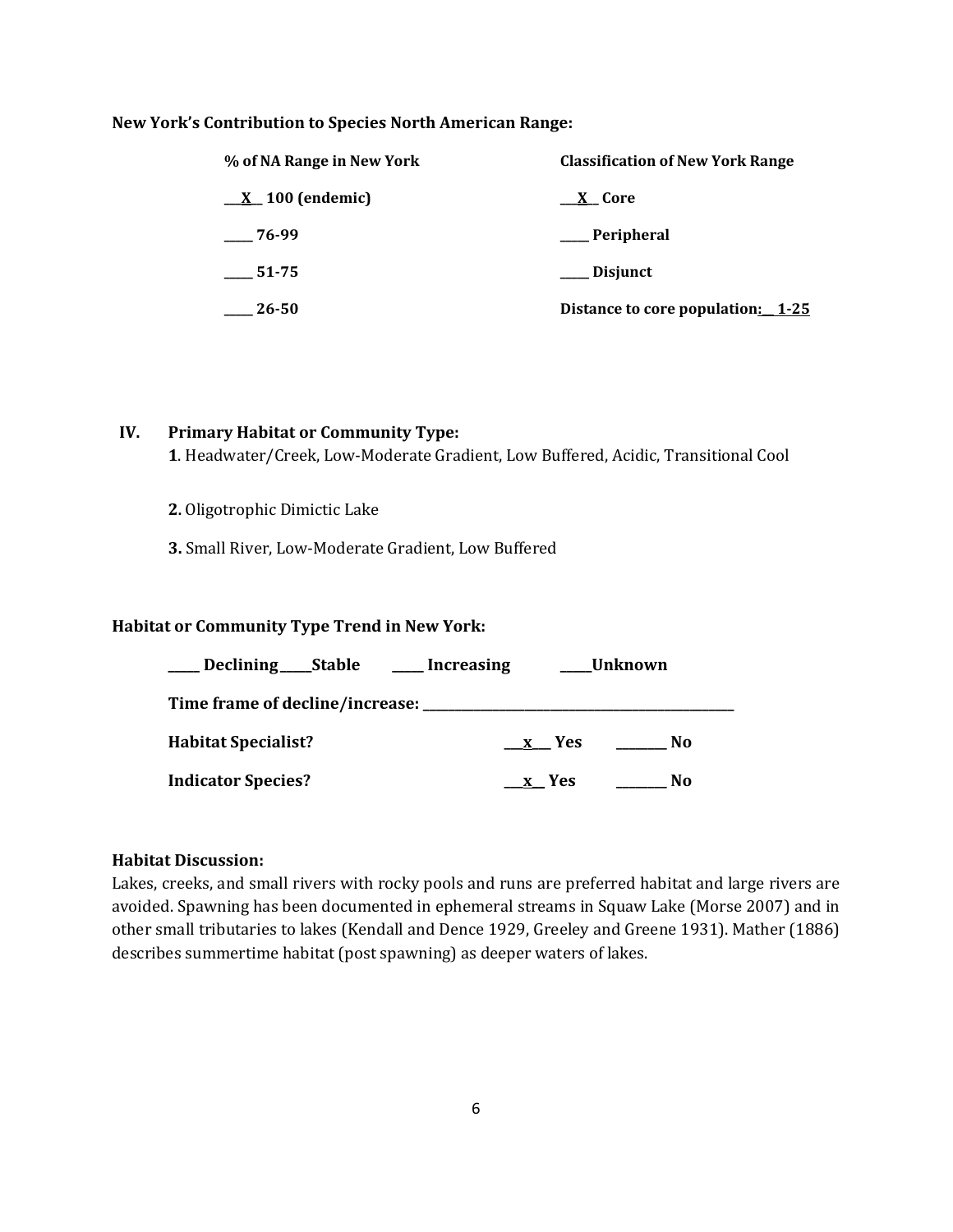**New York's Contribution to Species North American Range:**

| % of NA Range in New York | Classification of New York Range |
|---|---|
| __X__ 100 (endemic) | __X__ Core |
| ____ 76-99 | ____ Peripheral |
| ____ 51-75 | ____ Disjunct |
| ____ 26-50 | Distance to core population:__ 1-25 |

## IV. Primary Habitat or Community Type:

**1**. Headwater/Creek, Low-Moderate Gradient, Low Buffered, Acidic, Transitional Cool

**2.** Oligotrophic Dimictic Lake

**3.** Small River, Low-Moderate Gradient, Low Buffered

**Habitat or Community Type Trend in New York:**

____ **Declining** ____ **Stable** ____ **Increasing** ____ **Unknown**

**Time frame of decline/increase:** ____________________

**Habitat Specialist?** __x__ **Yes** ______ **No**

**Indicator Species?** __x__ **Yes** ______ **No**

**Habitat Discussion:**

Lakes, creeks, and small rivers with rocky pools and runs are preferred habitat and large rivers are avoided. Spawning has been documented in ephemeral streams in Squaw Lake (Morse 2007) and in other small tributaries to lakes (Kendall and Dence 1929, Greeley and Greene 1931). Mather (1886) describes summertime habitat (post spawning) as deeper waters of lakes.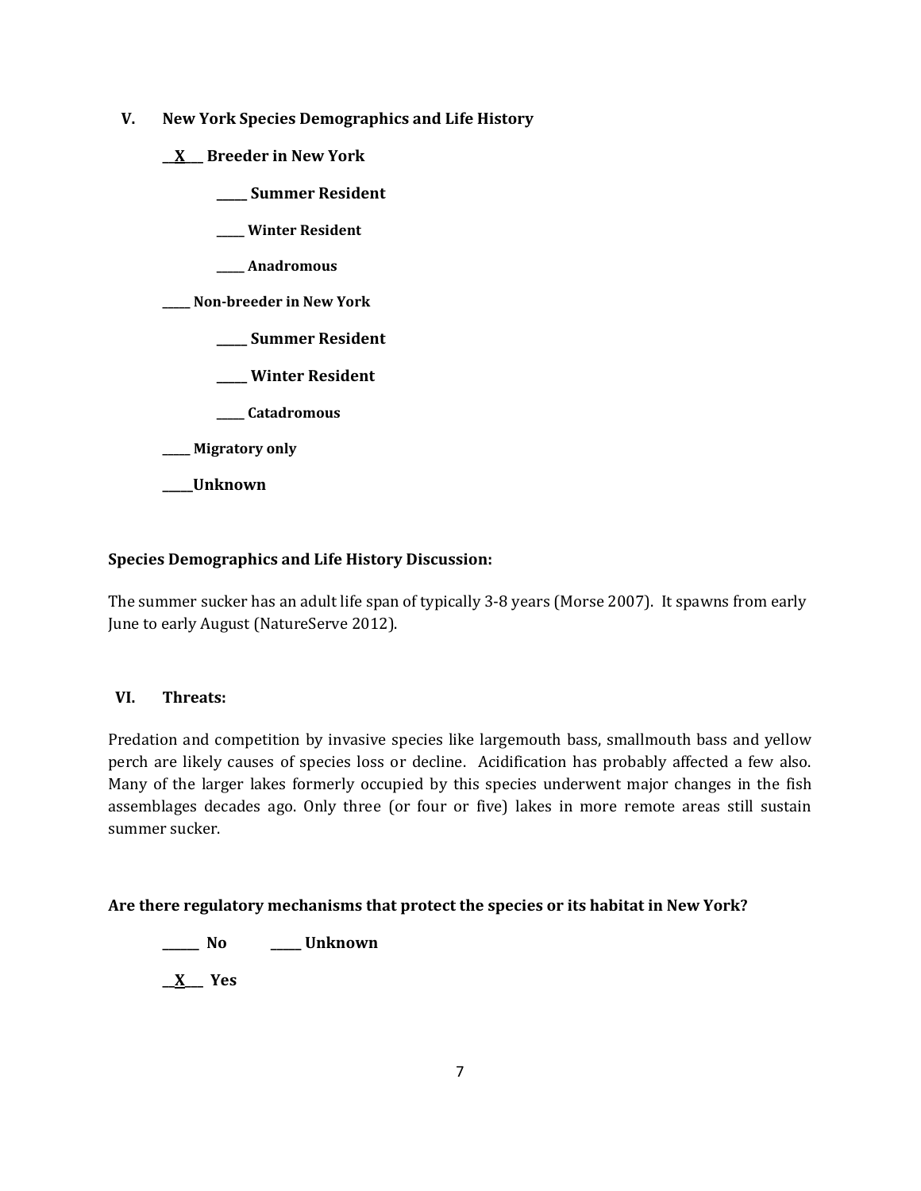**V. New York Species Demographics and Life History**

**__X___ Breeder in New York**

**_____ Summer Resident**

**_____ Winter Resident**

**_____ Anadromous**

**_____ Non-breeder in New York**

**_____ Summer Resident**

**_____ Winter Resident**

**_____ Catadromous**

**_____ Migratory only**

**_____Unknown**

**Species Demographics and Life History Discussion:**

The summer sucker has an adult life span of typically 3-8 years (Morse 2007). It spawns from early June to early August (NatureServe 2012).

**VI. Threats:**

Predation and competition by invasive species like largemouth bass, smallmouth bass and yellow perch are likely causes of species loss or decline. Acidification has probably affected a few also. Many of the larger lakes formerly occupied by this species underwent major changes in the fish assemblages decades ago. Only three (or four or five) lakes in more remote areas still sustain summer sucker.

**Are there regulatory mechanisms that protect the species or its habitat in New York?**

**______ No _____ Unknown**

**__X___ Yes**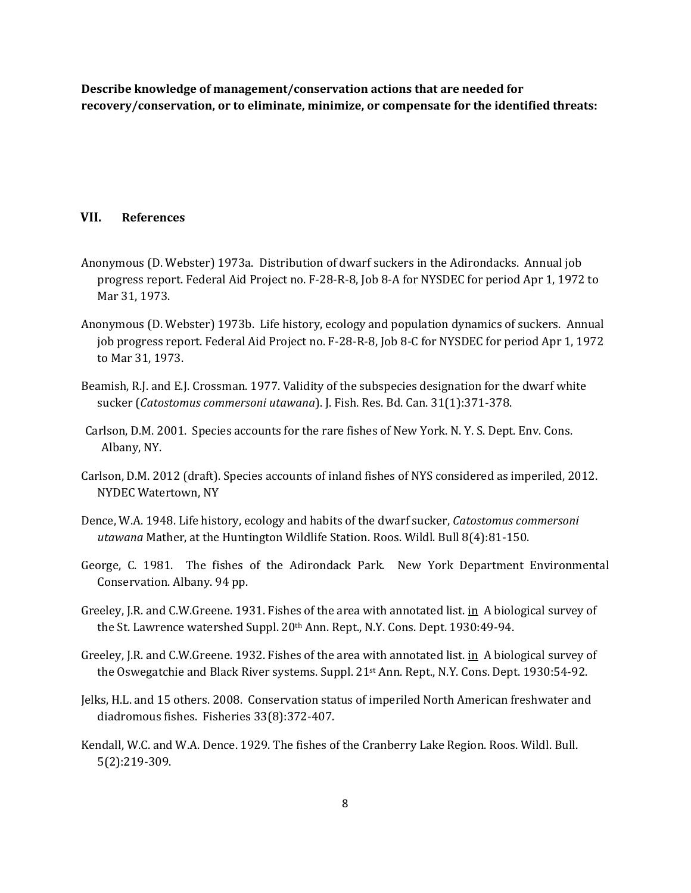**Describe knowledge of management/conservation actions that are needed for recovery/conservation, or to eliminate, minimize, or compensate for the identified threats:**

## VII. References

Anonymous (D. Webster) 1973a. Distribution of dwarf suckers in the Adirondacks. Annual job progress report. Federal Aid Project no. F-28-R-8, Job 8-A for NYSDEC for period Apr 1, 1972 to Mar 31, 1973.

Anonymous (D. Webster) 1973b. Life history, ecology and population dynamics of suckers. Annual job progress report. Federal Aid Project no. F-28-R-8, Job 8-C for NYSDEC for period Apr 1, 1972 to Mar 31, 1973.

Beamish, R.J. and E.J. Crossman. 1977. Validity of the subspecies designation for the dwarf white sucker (*Catostomus commersoni utawana*). J. Fish. Res. Bd. Can. 31(1):371-378.

Carlson, D.M. 2001. Species accounts for the rare fishes of New York. N. Y. S. Dept. Env. Cons. Albany, NY.

Carlson, D.M. 2012 (draft). Species accounts of inland fishes of NYS considered as imperiled, 2012. NYDEC Watertown, NY

Dence, W.A. 1948. Life history, ecology and habits of the dwarf sucker, *Catostomus commersoni utawana* Mather, at the Huntington Wildlife Station. Roos. Wildl. Bull 8(4):81-150.

George, C. 1981. The fishes of the Adirondack Park. New York Department Environmental Conservation. Albany. 94 pp.

Greeley, J.R. and C.W.Greene. 1931. Fishes of the area with annotated list. in A biological survey of the St. Lawrence watershed Suppl. 20th Ann. Rept., N.Y. Cons. Dept. 1930:49-94.

Greeley, J.R. and C.W.Greene. 1932. Fishes of the area with annotated list. in A biological survey of the Oswegatchie and Black River systems. Suppl. 21st Ann. Rept., N.Y. Cons. Dept. 1930:54-92.

Jelks, H.L. and 15 others. 2008. Conservation status of imperiled North American freshwater and diadromous fishes. Fisheries 33(8):372-407.

Kendall, W.C. and W.A. Dence. 1929. The fishes of the Cranberry Lake Region. Roos. Wildl. Bull. 5(2):219-309.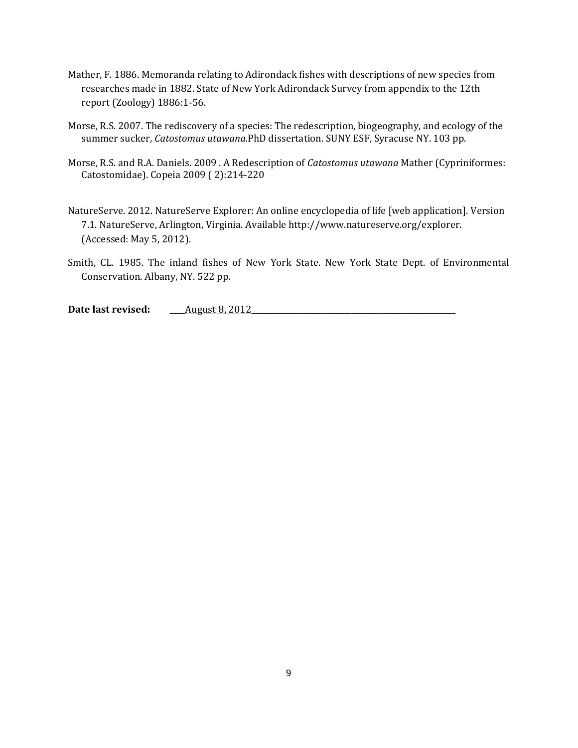Mather, F. 1886. Memoranda relating to Adirondack fishes with descriptions of new species from researches made in 1882. State of New York Adirondack Survey from appendix to the 12th report (Zoology) 1886:1-56.

Morse, R.S. 2007. The rediscovery of a species: The redescription, biogeography, and ecology of the summer sucker, *Catostomus utawana.*PhD dissertation. SUNY ESF, Syracuse NY. 103 pp.

Morse, R.S. and R.A. Daniels. 2009 . A Redescription of *Catostomus utawana* Mather (Cypriniformes: Catostomidae). Copeia 2009 ( 2):214-220

NatureServe. 2012. NatureServe Explorer: An online encyclopedia of life [web application]. Version 7.1. NatureServe, Arlington, Virginia. Available http://www.natureserve.org/explorer. (Accessed: May 5, 2012).

Smith, CL. 1985. The inland fishes of New York State. New York State Dept. of Environmental Conservation. Albany, NY. 522 pp.

**Date last revised:** August 8, 2012